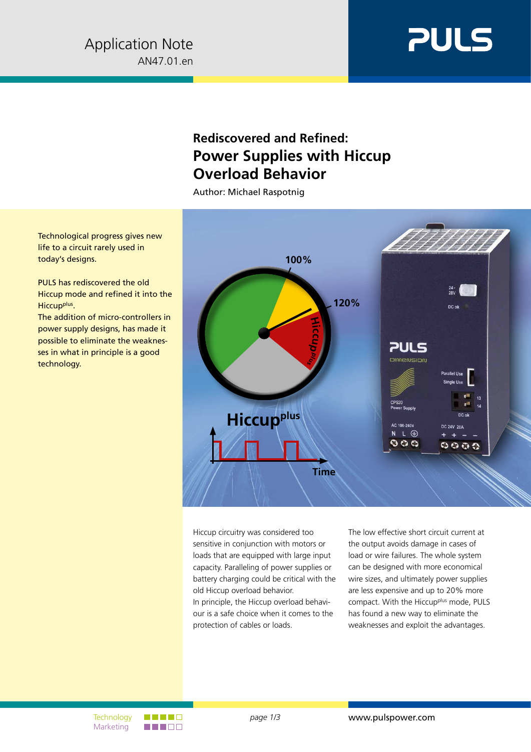Application Note
AN47.01.en

# Rediscovered and Refined: Power Supplies with Hiccup Overload Behavior

Author: Michael Raspotnig

Technological progress gives new life to a circuit rarely used in today's designs.

PULS has rediscovered the old Hiccup mode and refined it into the Hiccup$^{plus}$.
The addition of micro-controllers in power supply designs, has made it possible to eliminate the weaknesses in what in principle is a good technology.

Hiccup circuitry was considered too sensitive in conjunction with motors or loads that are equipped with large input capacity. Paralleling of power supplies or battery charging could be critical with the old Hiccup overload behavior.
In principle, the Hiccup overload behaviour is a safe choice when it comes to the protection of cables or loads.

The low effective short circuit current at the output avoids damage in cases of load or wire failures. The whole system can be designed with more economical wire sizes, and ultimately power supplies are less expensive and up to 20% more compact. With the Hiccup$^{plus}$ mode, PULS has found a new way to eliminate the weaknesses and exploit the advantages.

Technology
Marketing

www.pulspower.com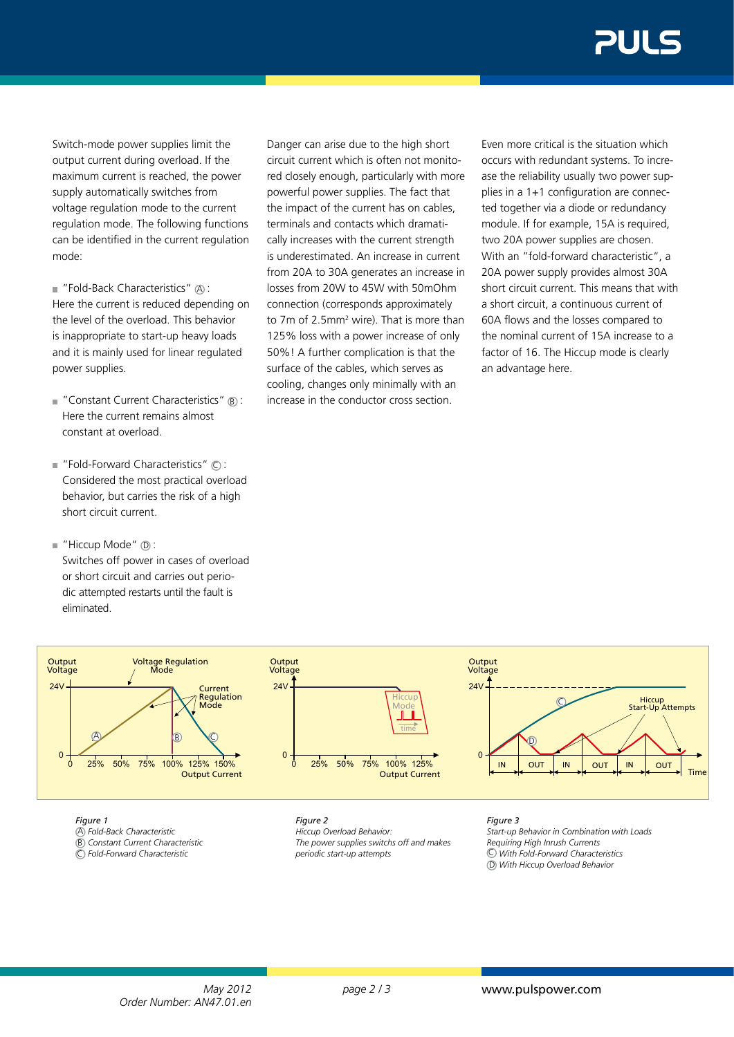Switch-mode power supplies limit the output current during overload. If the maximum current is reached, the power supply automatically switches from voltage regulation mode to the current regulation mode. The following functions can be identified in the current regulation mode:

- "Fold-Back Characteristics" Ⓐ:
Here the current is reduced depending on the level of the overload. This behavior is inappropriate to start-up heavy loads and it is mainly used for linear regulated power supplies.

- "Constant Current Characteristics" Ⓑ:
Here the current remains almost constant at overload.

- "Fold-Forward Characteristics" Ⓒ:
Considered the most practical overload behavior, but carries the risk of a high short circuit current.

- "Hiccup Mode" Ⓓ:
Switches off power in cases of overload or short circuit and carries out periodic attempted restarts until the fault is eliminated.

Danger can arise due to the high short circuit current which is often not monitored closely enough, particularly with more powerful power supplies. The fact that the impact of the current has on cables, terminals and contacts which dramatically increases with the current strength is underestimated. An increase in current from 20A to 30A generates an increase in losses from 20W to 45W with 50mOhm connection (corresponds approximately to 7m of 2.5mm² wire). That is more than 125% loss with a power increase of only 50%! A further complication is that the surface of the cables, which serves as cooling, changes only minimally with an increase in the conductor cross section.

Even more critical is the situation which occurs with redundant systems. To increase the reliability usually two power supplies in a 1+1 configuration are connected together via a diode or redundancy module. If for example, 15A is required, two 20A power supplies are chosen. With an "fold-forward characteristic", a 20A power supply provides almost 30A short circuit current. This means that with a short circuit, a continuous current of 60A flows and the losses compared to the nominal current of 15A increase to a factor of 16. The Hiccup mode is clearly an advantage here.

*Figure 1*
*Ⓐ Fold-Back Characteristic*
*Ⓑ Constant Current Characteristic*
*Ⓒ Fold-Forward Characteristic*

*Figure 2*
*Hiccup Overload Behavior:*
*The power supplies switchs off and makes periodic start-up attempts*

*Figure 3*
*Start-up Behavior in Combination with Loads Requiring High Inrush Currents*
*Ⓒ With Fold-Forward Characteristics*
*Ⓓ With Hiccup Overload Behavior*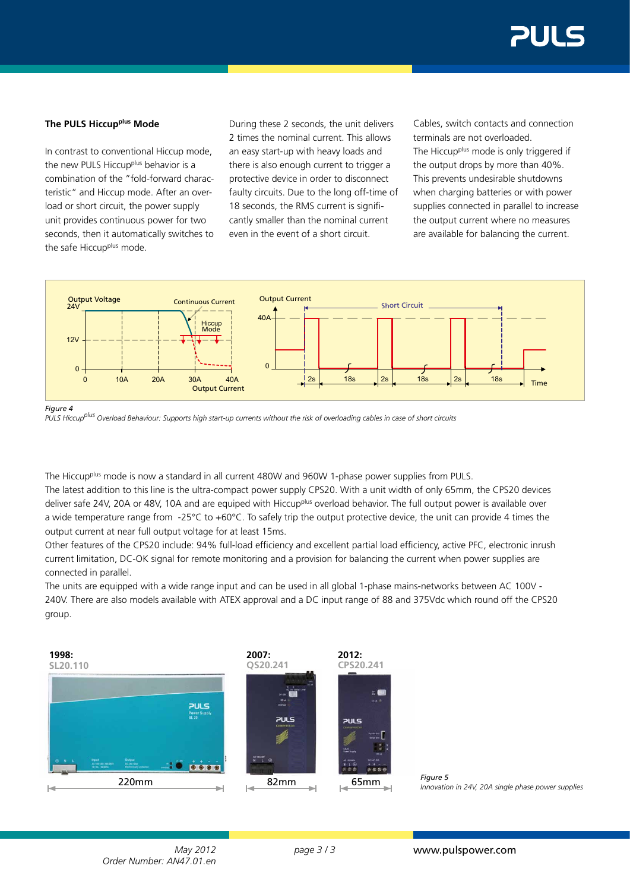### The PULS Hiccup$^{plus}$ Mode

In contrast to conventional Hiccup mode, the new PULS Hiccup$^{plus}$ behavior is a combination of the "fold-forward characteristic" and Hiccup mode. After an overload or short circuit, the power supply unit provides continuous power for two seconds, then it automatically switches to the safe Hiccup$^{plus}$ mode.

During these 2 seconds, the unit delivers 2 times the nominal current. This allows an easy start-up with heavy loads and there is also enough current to trigger a protective device in order to disconnect faulty circuits. Due to the long off-time of 18 seconds, the RMS current is significantly smaller than the nominal current even in the event of a short circuit.

Cables, switch contacts and connection terminals are not overloaded.
The Hiccup$^{plus}$ mode is only triggered if the output drops by more than 40%. This prevents undesirable shutdowns when charging batteries or with power supplies connected in parallel to increase the output current where no measures are available for balancing the current.

Output Voltage
24V
12V
0
0
10A
20A
30A
40A
Output Current
Continuous Current
Hiccup Mode

Output Current
40A
0
Short Circuit
2s
18s
2s
18s
2s
18s
Time

*Figure 4*
*PULS Hiccup$^{plus}$ Overload Behaviour: Supports high start-up currents without the risk of overloading cables in case of short circuits*

The Hiccup$^{plus}$ mode is now a standard in all current 480W and 960W 1-phase power supplies from PULS.
The latest addition to this line is the ultra-compact power supply CPS20. With a unit width of only 65mm, the CPS20 devices deliver safe 24V, 20A or 48V, 10A and are equipped with Hiccup$^{plus}$ overload behavior. The full output power is available over a wide temperature range from -25°C to +60°C. To safely trip the output protective device, the unit can provide 4 times the output current at near full output voltage for at least 15ms.
Other features of the CPS20 include: 94% full-load efficiency and excellent partial load efficiency, active PFC, electronic inrush current limitation, DC-OK signal for remote monitoring and a provision for balancing the current when power supplies are connected in parallel.
The units are equipped with a wide range input and can be used in all global 1-phase mains-networks between AC 100V - 240V. There are also models available with ATEX approval and a DC input range of 88 and 375Vdc which round off the CPS20 group.

**1998:** SL20.110 — 220mm

**2007:** QS20.241 — 82mm

**2012:** CPS20.241 — 65mm

*Figure 5*
*Innovation in 24V, 20A single phase power supplies*

May 2012
Order Number: AN47.01.en

www.pulspower.com